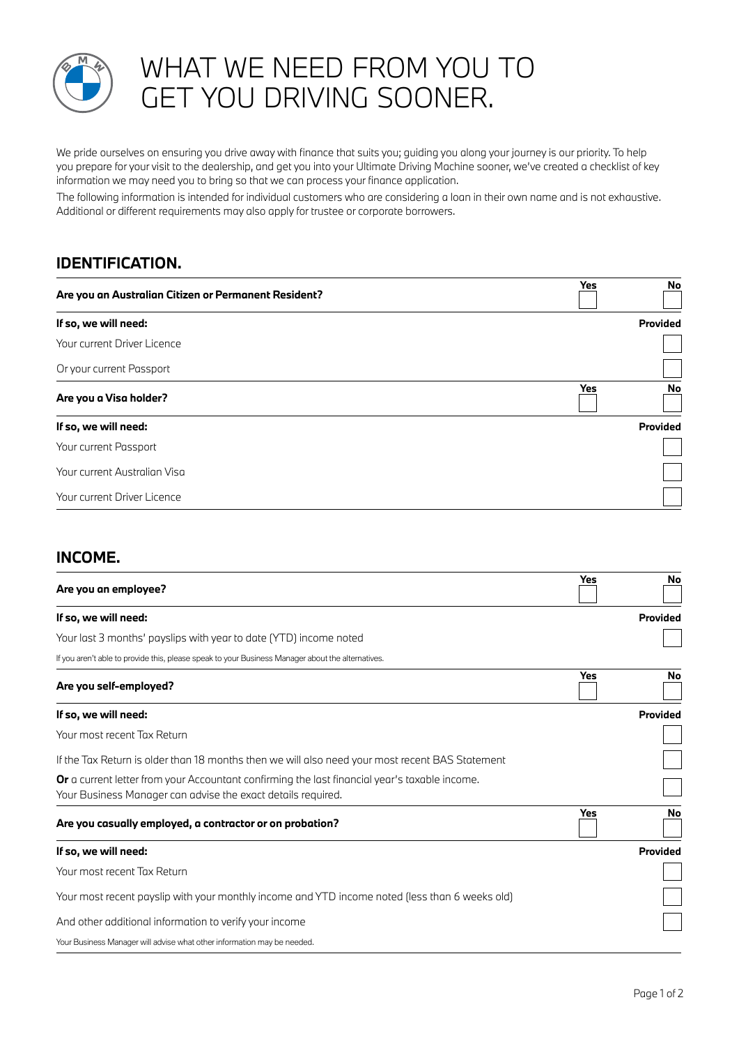# WHAT WE NEED FROM YOU TO GET YOU DRIVING SOONER.

We pride ourselves on ensuring you drive away with finance that suits you; guiding you along your journey is our priority. To help you prepare for your visit to the dealership, and get you into your Ultimate Driving Machine sooner, we've created a checklist of key information we may need you to bring so that we can process your finance application.

The following information is intended for individual customers who are considering a loan in their own name and is not exhaustive. Additional or different requirements may also apply for trustee or corporate borrowers.

## IDENTIFICATION.

| **Are you an Australian Citizen or Permanent Resident?** | **Yes** ☐ | **No** ☐ |
|---|---|---|
| **If so, we will need:** | | **Provided** |
| Your current Driver Licence | | ☐ |
| Or your current Passport | | ☐ |

| **Are you a Visa holder?** | **Yes** ☐ | **No** ☐ |
|---|---|---|
| **If so, we will need:** | | **Provided** |
| Your current Passport | | ☐ |
| Your current Australian Visa | | ☐ |
| Your current Driver Licence | | ☐ |

## INCOME.

| **Are you an employee?** | **Yes** ☐ | **No** ☐ |
|---|---|---|
| **If so, we will need:** | | **Provided** |
| Your last 3 months' payslips with year to date (YTD) income noted | | ☐ |
| If you aren't able to provide this, please speak to your Business Manager about the alternatives. | | |

| **Are you self-employed?** | **Yes** ☐ | **No** ☐ |
|---|---|---|
| **If so, we will need:** | | **Provided** |
| Your most recent Tax Return | | ☐ |
| If the Tax Return is older than 18 months then we will also need your most recent BAS Statement | | ☐ |
| **Or** a current letter from your Accountant confirming the last financial year's taxable income. Your Business Manager can advise the exact details required. | | ☐ |

| **Are you casually employed, a contractor or on probation?** | **Yes** ☐ | **No** ☐ |
|---|---|---|
| **If so, we will need:** | | **Provided** |
| Your most recent Tax Return | | ☐ |
| Your most recent payslip with your monthly income and YTD income noted (less than 6 weeks old) | | ☐ |
| And other additional information to verify your income | | ☐ |
| Your Business Manager will advise what other information may be needed. | | |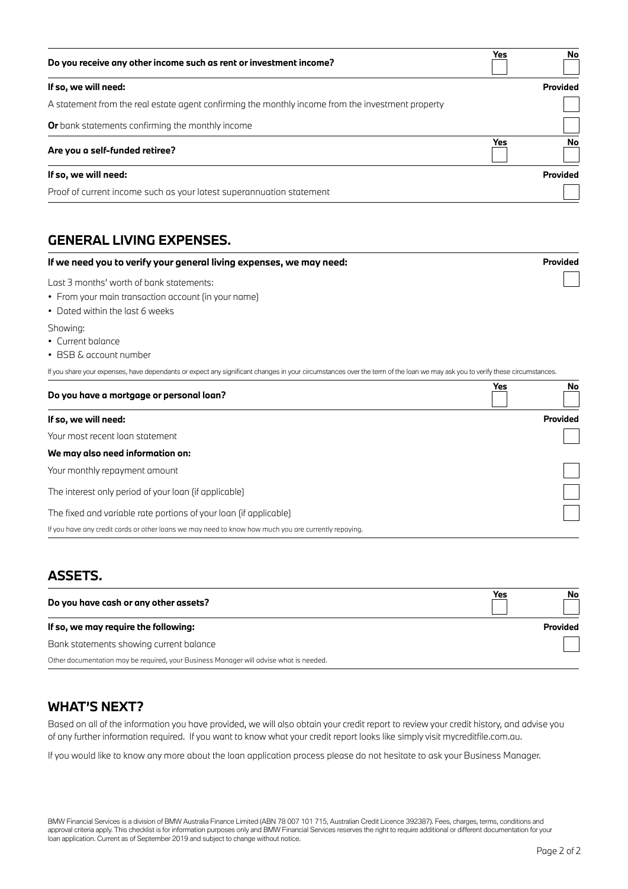| Do you receive any other income such as rent or investment income? | Yes | No |
|---|---|---|
| **If so, we will need:** | | **Provided** |
| A statement from the real estate agent confirming the monthly income from the investment property | | |
| **Or** bank statements confirming the monthly income | | |

| Are you a self-funded retiree? | Yes | No |
|---|---|---|
| **If so, we will need:** | | **Provided** |
| Proof of current income such as your latest superannuation statement | | |

## GENERAL LIVING EXPENSES.

**If we need you to verify your general living expenses, we may need:** — **Provided**

Last 3 months' worth of bank statements:

- From your main transaction account (in your name)
- Dated within the last 6 weeks

Showing:

- Current balance
- BSB & account number

If you share your expenses, have dependants or expect any significant changes in your circumstances over the term of the loan we may ask you to verify these circumstances.

| Do you have a mortgage or personal loan? | Yes | No |
|---|---|---|
| **If so, we will need:** | | **Provided** |
| Your most recent loan statement | | |
| **We may also need information on:** | | |
| Your monthly repayment amount | | |
| The interest only period of your loan (if applicable) | | |
| The fixed and variable rate portions of your loan (if applicable) | | |

If you have any credit cards or other loans we may need to know how much you are currently repaying.

## ASSETS.

| Do you have cash or any other assets? | Yes | No |
|---|---|---|
| **If so, we may require the following:** | | **Provided** |
| Bank statements showing current balance | | |

Other documentation may be required, your Business Manager will advise what is needed.

## WHAT'S NEXT?

Based on all of the information you have provided, we will also obtain your credit report to review your credit history, and advise you of any further information required. If you want to know what your credit report looks like simply visit mycreditfile.com.au.

If you would like to know any more about the loan application process please do not hesitate to ask your Business Manager.

BMW Financial Services is a division of BMW Australia Finance Limited (ABN 78 007 101 715, Australian Credit Licence 392387). Fees, charges, terms, conditions and approval criteria apply. This checklist is for information purposes only and BMW Financial Services reserves the right to require additional or different documentation for your loan application. Current as of September 2019 and subject to change without notice.